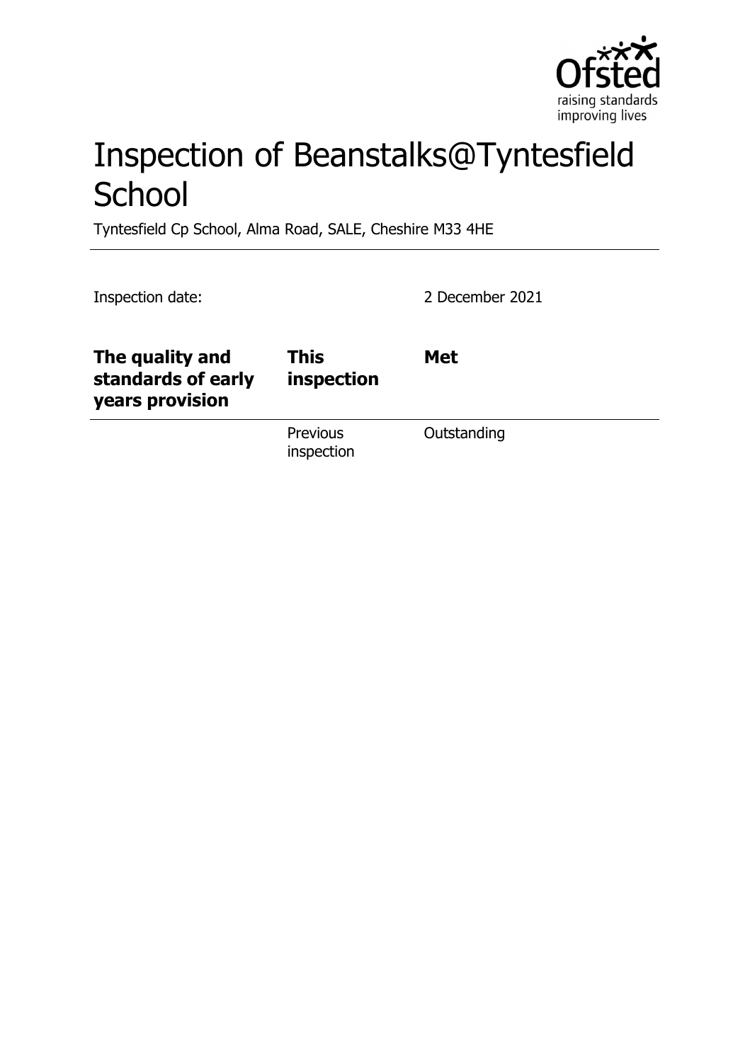# Inspection of Beanstalks@Tyntesfield School

Tyntesfield Cp School, Alma Road, SALE, Cheshire M33 4HE

Inspection date: 2 December 2021

| **The quality and standards of early years provision** | **This inspection** | **Met** |
|---|---|---|
| | Previous inspection | Outstanding |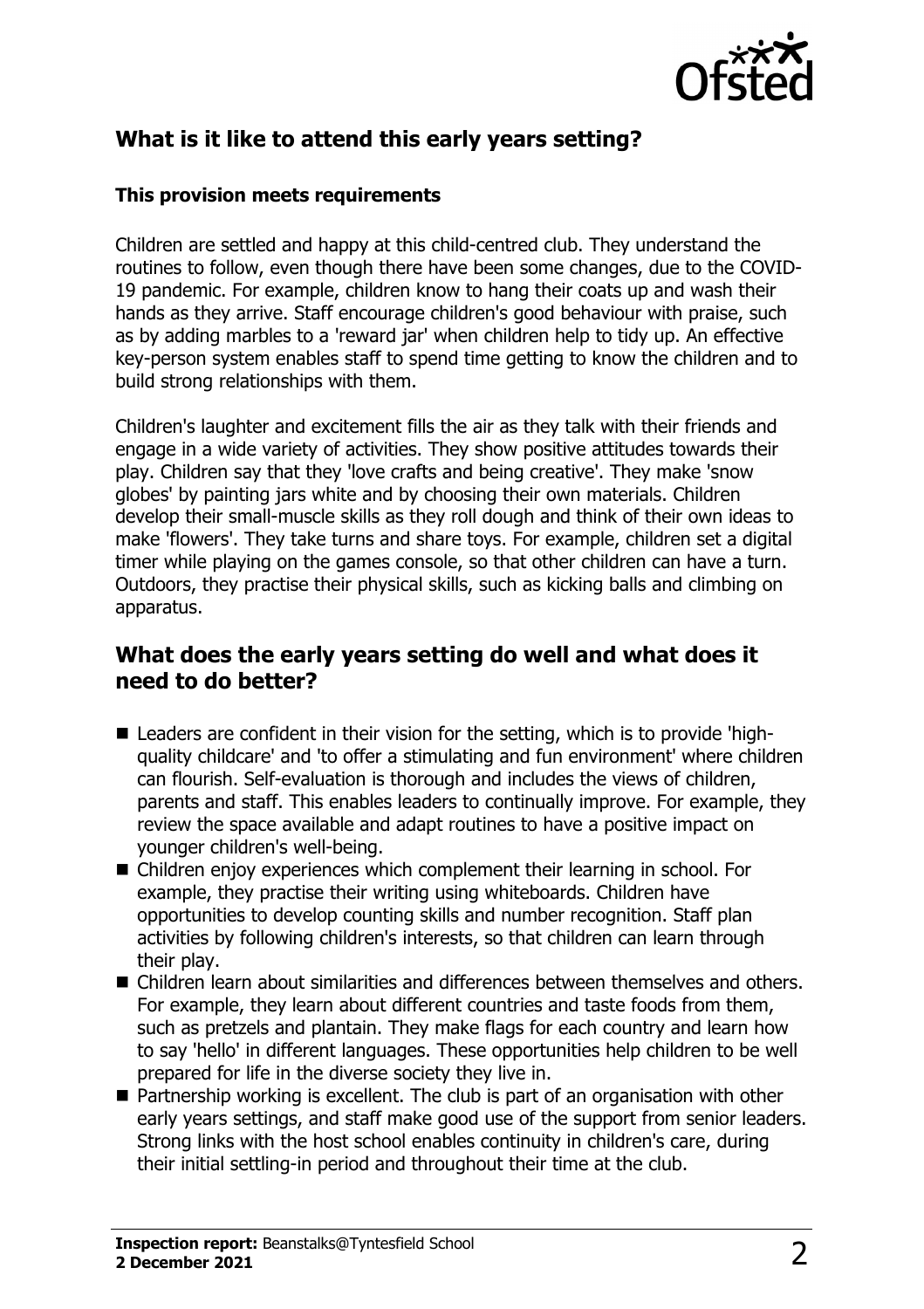## What is it like to attend this early years setting?

### This provision meets requirements

Children are settled and happy at this child-centred club. They understand the routines to follow, even though there have been some changes, due to the COVID-19 pandemic. For example, children know to hang their coats up and wash their hands as they arrive. Staff encourage children's good behaviour with praise, such as by adding marbles to a 'reward jar' when children help to tidy up. An effective key-person system enables staff to spend time getting to know the children and to build strong relationships with them.

Children's laughter and excitement fills the air as they talk with their friends and engage in a wide variety of activities. They show positive attitudes towards their play. Children say that they 'love crafts and being creative'. They make 'snow globes' by painting jars white and by choosing their own materials. Children develop their small-muscle skills as they roll dough and think of their own ideas to make 'flowers'. They take turns and share toys. For example, children set a digital timer while playing on the games console, so that other children can have a turn. Outdoors, they practise their physical skills, such as kicking balls and climbing on apparatus.

## What does the early years setting do well and what does it need to do better?

- Leaders are confident in their vision for the setting, which is to provide 'high-quality childcare' and 'to offer a stimulating and fun environment' where children can flourish. Self-evaluation is thorough and includes the views of children, parents and staff. This enables leaders to continually improve. For example, they review the space available and adapt routines to have a positive impact on younger children's well-being.
- Children enjoy experiences which complement their learning in school. For example, they practise their writing using whiteboards. Children have opportunities to develop counting skills and number recognition. Staff plan activities by following children's interests, so that children can learn through their play.
- Children learn about similarities and differences between themselves and others. For example, they learn about different countries and taste foods from them, such as pretzels and plantain. They make flags for each country and learn how to say 'hello' in different languages. These opportunities help children to be well prepared for life in the diverse society they live in.
- Partnership working is excellent. The club is part of an organisation with other early years settings, and staff make good use of the support from senior leaders. Strong links with the host school enables continuity in children's care, during their initial settling-in period and throughout their time at the club.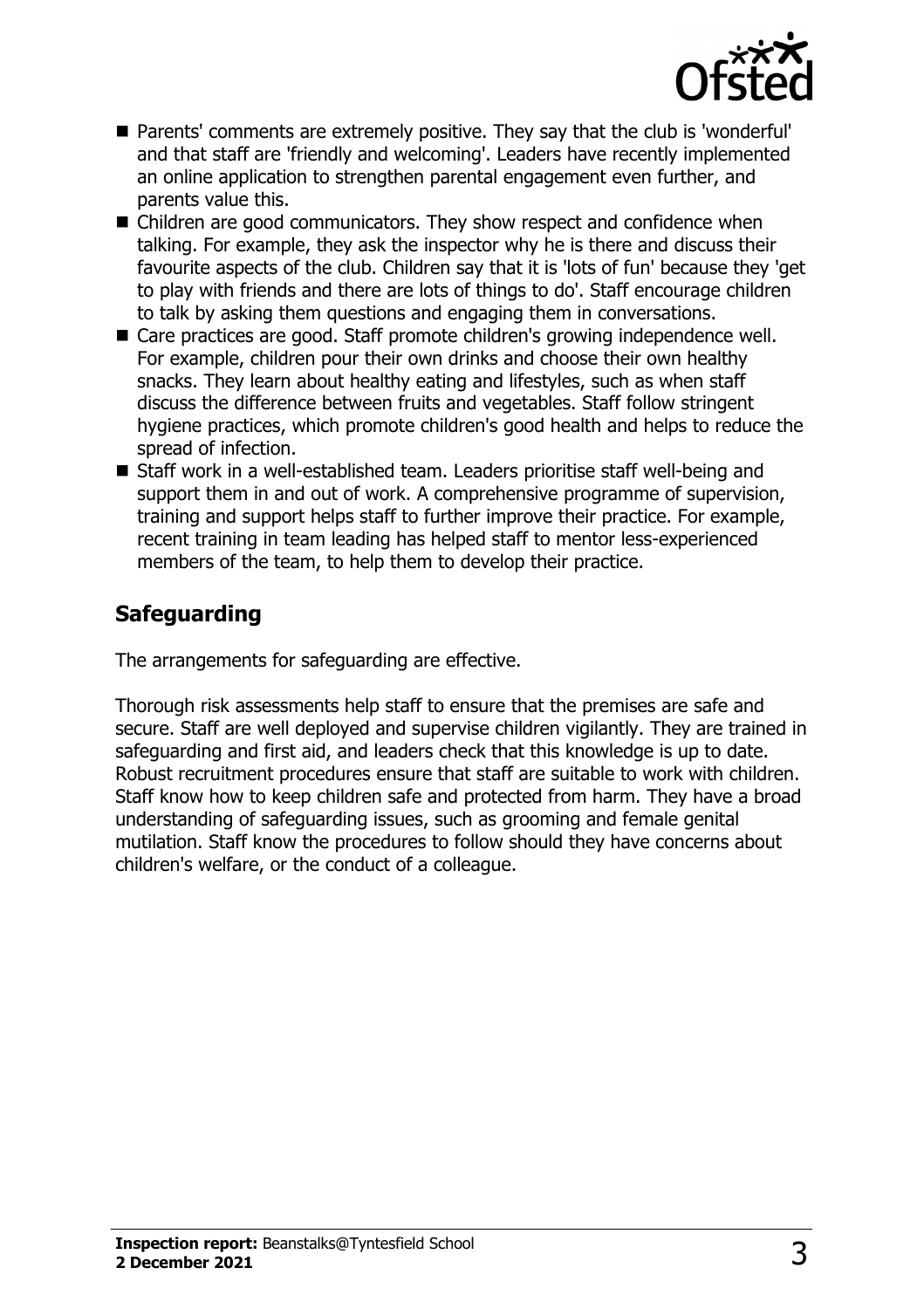- Parents' comments are extremely positive. They say that the club is 'wonderful' and that staff are 'friendly and welcoming'. Leaders have recently implemented an online application to strengthen parental engagement even further, and parents value this.
- Children are good communicators. They show respect and confidence when talking. For example, they ask the inspector why he is there and discuss their favourite aspects of the club. Children say that it is 'lots of fun' because they 'get to play with friends and there are lots of things to do'. Staff encourage children to talk by asking them questions and engaging them in conversations.
- Care practices are good. Staff promote children's growing independence well. For example, children pour their own drinks and choose their own healthy snacks. They learn about healthy eating and lifestyles, such as when staff discuss the difference between fruits and vegetables. Staff follow stringent hygiene practices, which promote children's good health and helps to reduce the spread of infection.
- Staff work in a well-established team. Leaders prioritise staff well-being and support them in and out of work. A comprehensive programme of supervision, training and support helps staff to further improve their practice. For example, recent training in team leading has helped staff to mentor less-experienced members of the team, to help them to develop their practice.

## Safeguarding

The arrangements for safeguarding are effective.

Thorough risk assessments help staff to ensure that the premises are safe and secure. Staff are well deployed and supervise children vigilantly. They are trained in safeguarding and first aid, and leaders check that this knowledge is up to date. Robust recruitment procedures ensure that staff are suitable to work with children. Staff know how to keep children safe and protected from harm. They have a broad understanding of safeguarding issues, such as grooming and female genital mutilation. Staff know the procedures to follow should they have concerns about children's welfare, or the conduct of a colleague.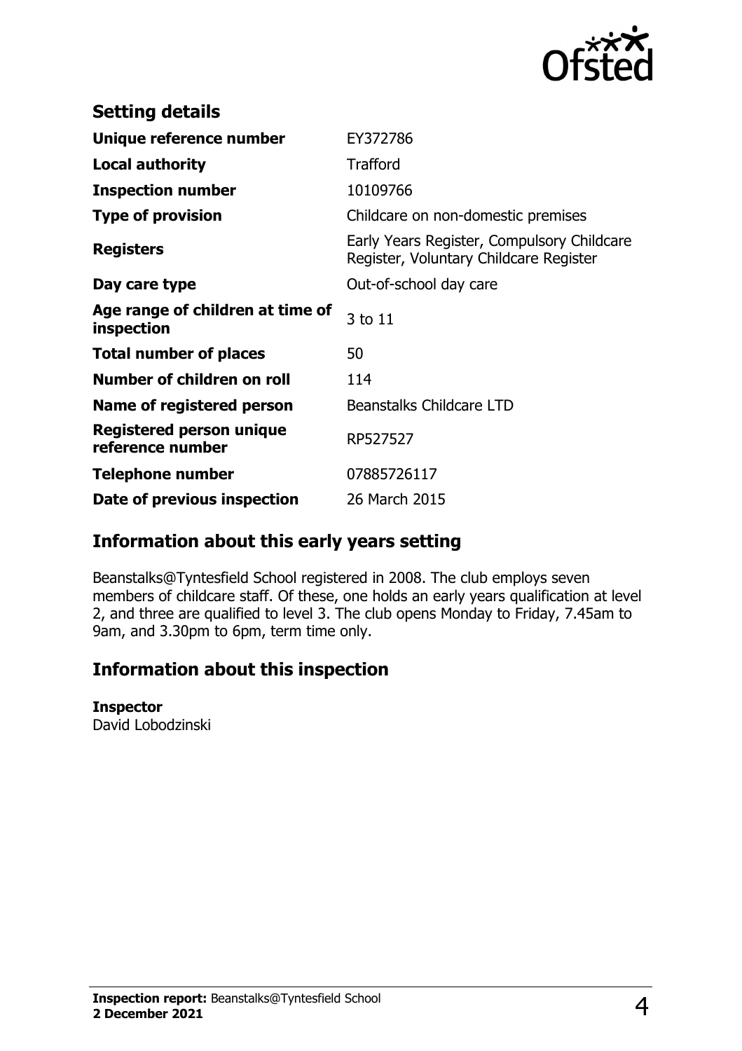## Setting details

| | |
|---|---|
| **Unique reference number** | EY372786 |
| **Local authority** | Trafford |
| **Inspection number** | 10109766 |
| **Type of provision** | Childcare on non-domestic premises |
| **Registers** | Early Years Register, Compulsory Childcare Register, Voluntary Childcare Register |
| **Day care type** | Out-of-school day care |
| **Age range of children at time of inspection** | 3 to 11 |
| **Total number of places** | 50 |
| **Number of children on roll** | 114 |
| **Name of registered person** | Beanstalks Childcare LTD |
| **Registered person unique reference number** | RP527527 |
| **Telephone number** | 07885726117 |
| **Date of previous inspection** | 26 March 2015 |

## Information about this early years setting

Beanstalks@Tyntesfield School registered in 2008. The club employs seven members of childcare staff. Of these, one holds an early years qualification at level 2, and three are qualified to level 3. The club opens Monday to Friday, 7.45am to 9am, and 3.30pm to 6pm, term time only.

## Information about this inspection

**Inspector**
David Lobodzinski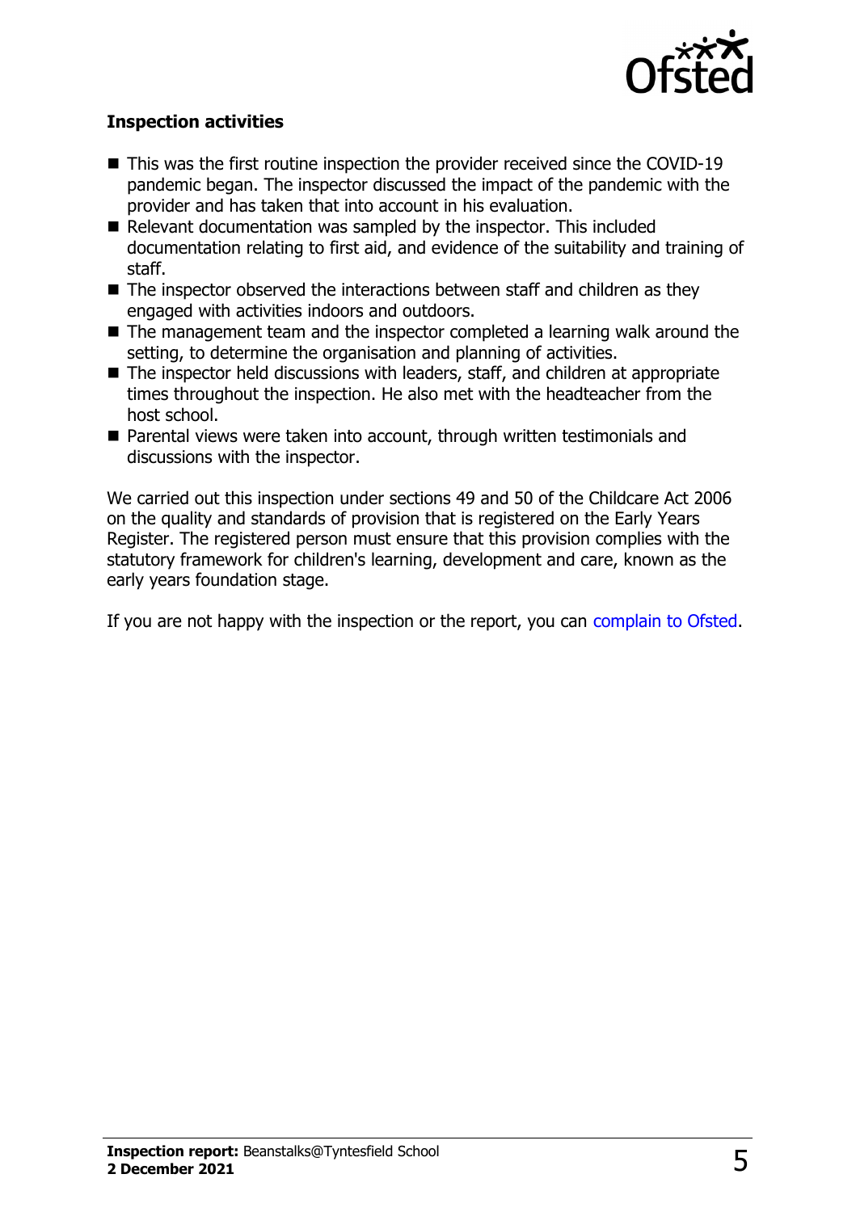### Inspection activities

- This was the first routine inspection the provider received since the COVID-19 pandemic began. The inspector discussed the impact of the pandemic with the provider and has taken that into account in his evaluation.
- Relevant documentation was sampled by the inspector. This included documentation relating to first aid, and evidence of the suitability and training of staff.
- The inspector observed the interactions between staff and children as they engaged with activities indoors and outdoors.
- The management team and the inspector completed a learning walk around the setting, to determine the organisation and planning of activities.
- The inspector held discussions with leaders, staff, and children at appropriate times throughout the inspection. He also met with the headteacher from the host school.
- Parental views were taken into account, through written testimonials and discussions with the inspector.

We carried out this inspection under sections 49 and 50 of the Childcare Act 2006 on the quality and standards of provision that is registered on the Early Years Register. The registered person must ensure that this provision complies with the statutory framework for children's learning, development and care, known as the early years foundation stage.

If you are not happy with the inspection or the report, you can complain to Ofsted.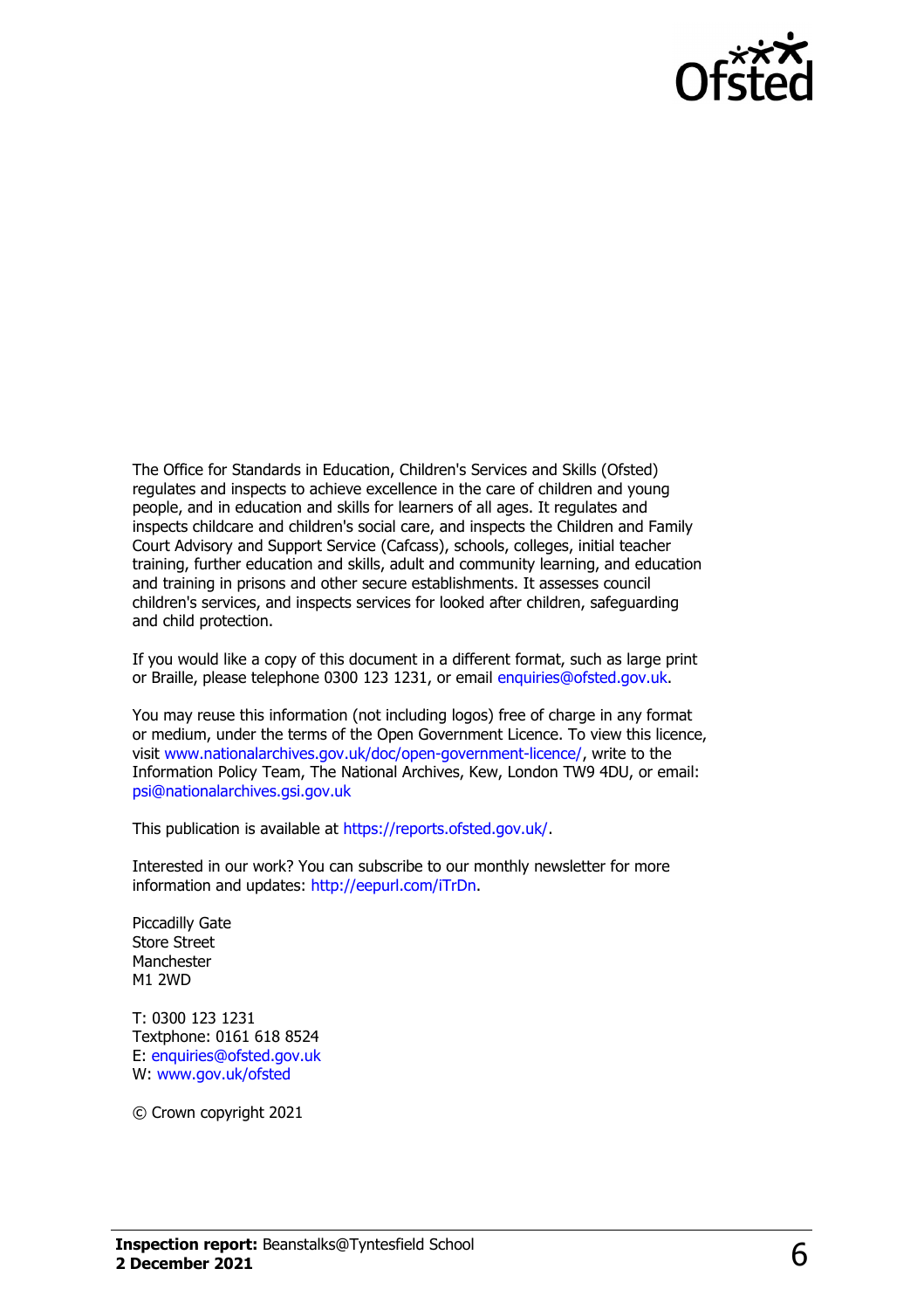The Office for Standards in Education, Children's Services and Skills (Ofsted) regulates and inspects to achieve excellence in the care of children and young people, and in education and skills for learners of all ages. It regulates and inspects childcare and children's social care, and inspects the Children and Family Court Advisory and Support Service (Cafcass), schools, colleges, initial teacher training, further education and skills, adult and community learning, and education and training in prisons and other secure establishments. It assesses council children's services, and inspects services for looked after children, safeguarding and child protection.

If you would like a copy of this document in a different format, such as large print or Braille, please telephone 0300 123 1231, or email enquiries@ofsted.gov.uk.

You may reuse this information (not including logos) free of charge in any format or medium, under the terms of the Open Government Licence. To view this licence, visit www.nationalarchives.gov.uk/doc/open-government-licence/, write to the Information Policy Team, The National Archives, Kew, London TW9 4DU, or email: psi@nationalarchives.gsi.gov.uk

This publication is available at https://reports.ofsted.gov.uk/.

Interested in our work? You can subscribe to our monthly newsletter for more information and updates: http://eepurl.com/iTrDn.

Piccadilly Gate
Store Street
Manchester
M1 2WD

T: 0300 123 1231
Textphone: 0161 618 8524
E: enquiries@ofsted.gov.uk
W: www.gov.uk/ofsted

© Crown copyright 2021